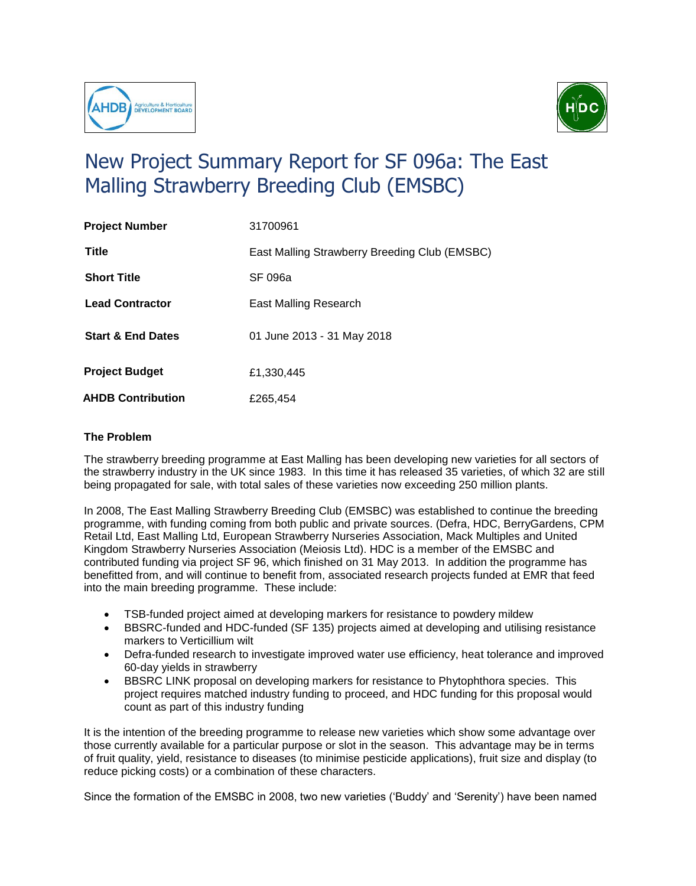# New Project Summary Report for SF 096a: The East Malling Strawberry Breeding Club (EMSBC)

| | |
|---|---|
| **Project Number** | 31700961 |
| **Title** | East Malling Strawberry Breeding Club (EMSBC) |
| **Short Title** | SF 096a |
| **Lead Contractor** | East Malling Research |
| **Start & End Dates** | 01 June 2013 - 31 May 2018 |
| **Project Budget** | £1,330,445 |
| **AHDB Contribution** | £265,454 |

### The Problem

The strawberry breeding programme at East Malling has been developing new varieties for all sectors of the strawberry industry in the UK since 1983. In this time it has released 35 varieties, of which 32 are still being propagated for sale, with total sales of these varieties now exceeding 250 million plants.

In 2008, The East Malling Strawberry Breeding Club (EMSBC) was established to continue the breeding programme, with funding coming from both public and private sources. (Defra, HDC, BerryGardens, CPM Retail Ltd, East Malling Ltd, European Strawberry Nurseries Association, Mack Multiples and United Kingdom Strawberry Nurseries Association (Meiosis Ltd). HDC is a member of the EMSBC and contributed funding via project SF 96, which finished on 31 May 2013. In addition the programme has benefitted from, and will continue to benefit from, associated research projects funded at EMR that feed into the main breeding programme. These include:

- TSB-funded project aimed at developing markers for resistance to powdery mildew
- BBSRC-funded and HDC-funded (SF 135) projects aimed at developing and utilising resistance markers to Verticillium wilt
- Defra-funded research to investigate improved water use efficiency, heat tolerance and improved 60-day yields in strawberry
- BBSRC LINK proposal on developing markers for resistance to Phytophthora species. This project requires matched industry funding to proceed, and HDC funding for this proposal would count as part of this industry funding

It is the intention of the breeding programme to release new varieties which show some advantage over those currently available for a particular purpose or slot in the season. This advantage may be in terms of fruit quality, yield, resistance to diseases (to minimise pesticide applications), fruit size and display (to reduce picking costs) or a combination of these characters.

Since the formation of the EMSBC in 2008, two new varieties ('Buddy' and 'Serenity') have been named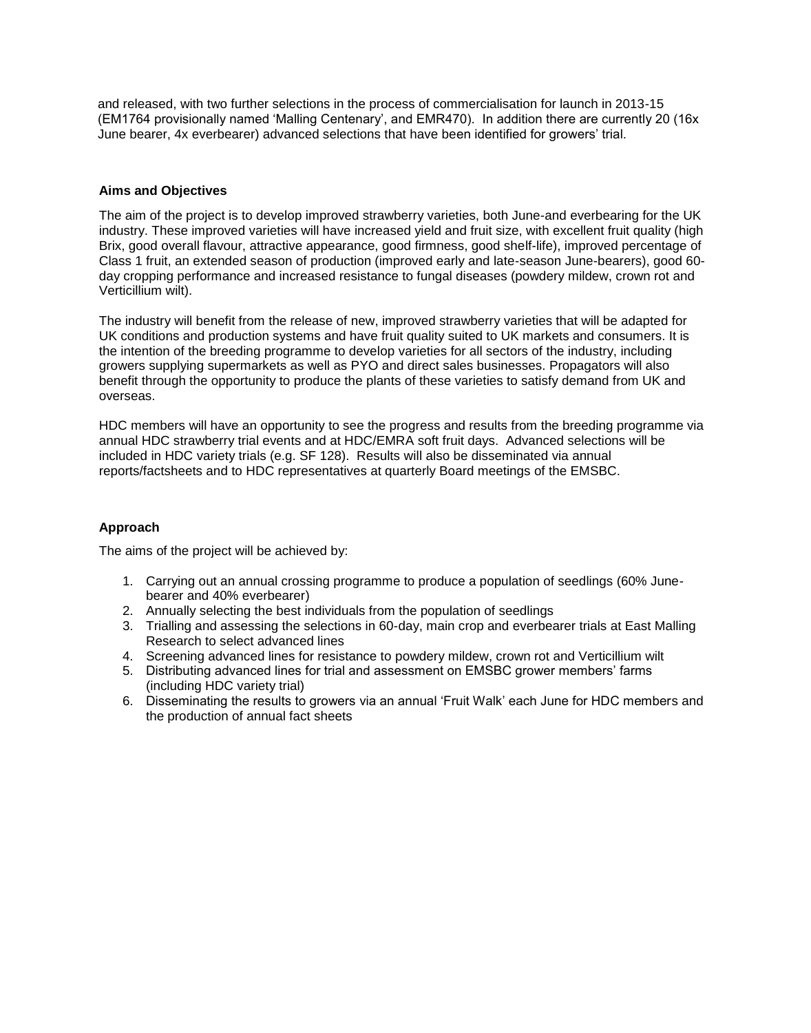and released, with two further selections in the process of commercialisation for launch in 2013-15 (EM1764 provisionally named 'Malling Centenary', and EMR470). In addition there are currently 20 (16x June bearer, 4x everbearer) advanced selections that have been identified for growers' trial.

### Aims and Objectives

The aim of the project is to develop improved strawberry varieties, both June-and everbearing for the UK industry. These improved varieties will have increased yield and fruit size, with excellent fruit quality (high Brix, good overall flavour, attractive appearance, good firmness, good shelf-life), improved percentage of Class 1 fruit, an extended season of production (improved early and late-season June-bearers), good 60-day cropping performance and increased resistance to fungal diseases (powdery mildew, crown rot and Verticillium wilt).

The industry will benefit from the release of new, improved strawberry varieties that will be adapted for UK conditions and production systems and have fruit quality suited to UK markets and consumers. It is the intention of the breeding programme to develop varieties for all sectors of the industry, including growers supplying supermarkets as well as PYO and direct sales businesses. Propagators will also benefit through the opportunity to produce the plants of these varieties to satisfy demand from UK and overseas.

HDC members will have an opportunity to see the progress and results from the breeding programme via annual HDC strawberry trial events and at HDC/EMRA soft fruit days. Advanced selections will be included in HDC variety trials (e.g. SF 128). Results will also be disseminated via annual reports/factsheets and to HDC representatives at quarterly Board meetings of the EMSBC.

### Approach

The aims of the project will be achieved by:

1. Carrying out an annual crossing programme to produce a population of seedlings (60% June-bearer and 40% everbearer)
2. Annually selecting the best individuals from the population of seedlings
3. Trialling and assessing the selections in 60-day, main crop and everbearer trials at East Malling Research to select advanced lines
4. Screening advanced lines for resistance to powdery mildew, crown rot and Verticillium wilt
5. Distributing advanced lines for trial and assessment on EMSBC grower members' farms (including HDC variety trial)
6. Disseminating the results to growers via an annual 'Fruit Walk' each June for HDC members and the production of annual fact sheets